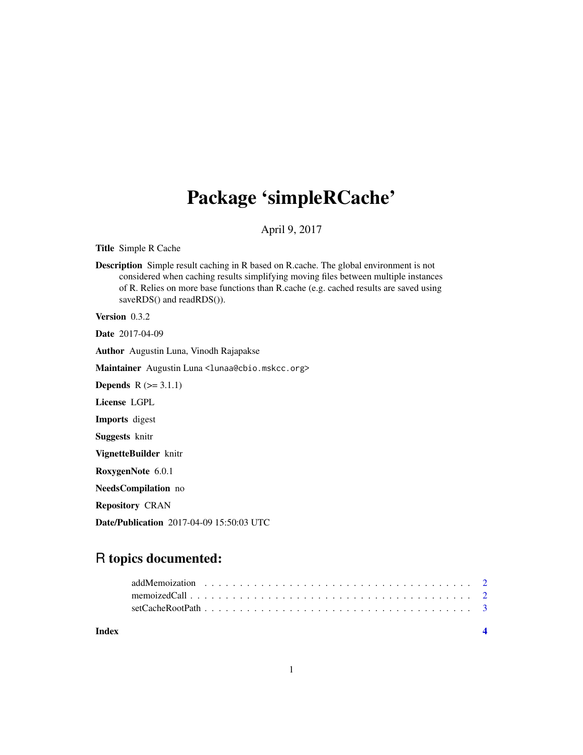# Package 'simpleRCache'

April 9, 2017

**Title** Simple R Cache

**Description** Simple result caching in R based on R.cache. The global environment is not considered when caching results simplifying moving files between multiple instances of R. Relies on more base functions than R.cache (e.g. cached results are saved using saveRDS() and readRDS()).

**Version** 0.3.2

**Date** 2017-04-09

**Author** Augustin Luna, Vinodh Rajapakse

**Maintainer** Augustin Luna <lunaa@cbio.mskcc.org>

**Depends** R (>= 3.1.1)

**License** LGPL

**Imports** digest

**Suggests** knitr

**VignetteBuilder** knitr

**RoxygenNote** 6.0.1

**NeedsCompilation** no

**Repository** CRAN

**Date/Publication** 2017-04-09 15:50:03 UTC

## R topics documented:

addMemoization . . . . . . . . . . . . . . . . . . . . . . . . . . . . . . . . . . . . . . 2
memoizedCall . . . . . . . . . . . . . . . . . . . . . . . . . . . . . . . . . . . . . . . 2
setCacheRootPath . . . . . . . . . . . . . . . . . . . . . . . . . . . . . . . . . . . . . 3

**Index** **4**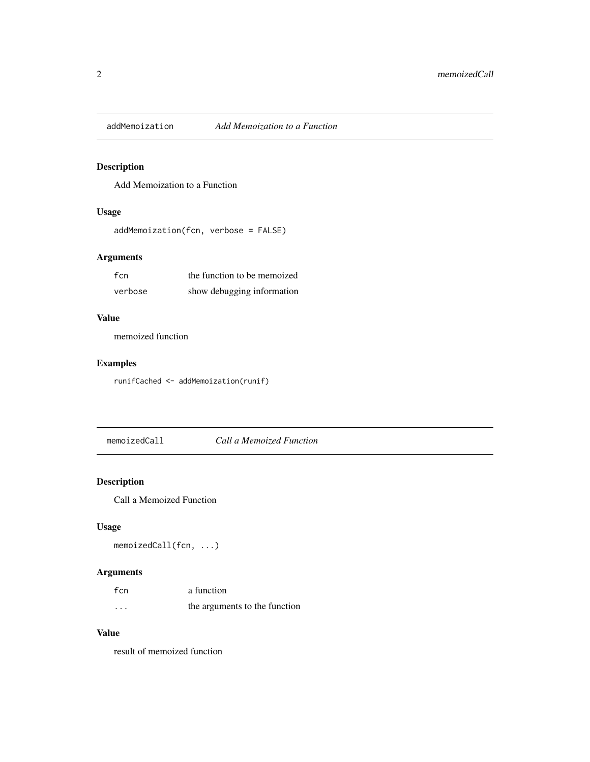## addMemoization — *Add Memoization to a Function*

### Description

Add Memoization to a Function

### Usage

```
addMemoization(fcn, verbose = FALSE)
```

### Arguments

| | |
|---|---|
| `fcn` | the function to be memoized |
| `verbose` | show debugging information |

### Value

memoized function

### Examples

```
runifCached <- addMemoization(runif)
```

## memoizedCall — *Call a Memoized Function*

### Description

Call a Memoized Function

### Usage

```
memoizedCall(fcn, ...)
```

### Arguments

| | |
|---|---|
| `fcn` | a function |
| `...` | the arguments to the function |

### Value

result of memoized function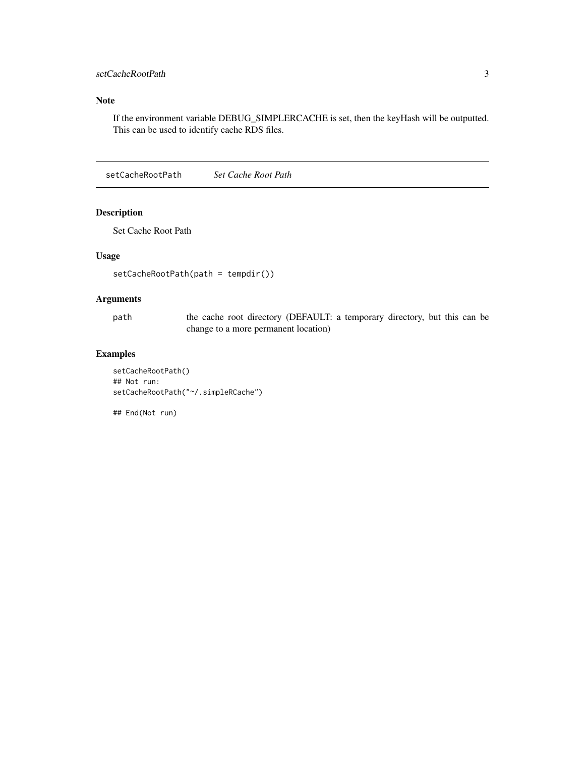## Note

If the environment variable DEBUG_SIMPLERCACHE is set, then the keyHash will be outputted. This can be used to identify cache RDS files.

---

# setCacheRootPath *Set Cache Root Path*

## Description

Set Cache Root Path

## Usage

```
setCacheRootPath(path = tempdir())
```

## Arguments

| | |
|---|---|
| path | the cache root directory (DEFAULT: a temporary directory, but this can be change to a more permanent location) |

## Examples

```
setCacheRootPath()
## Not run:
setCacheRootPath("~/.simpleRCache")

## End(Not run)
```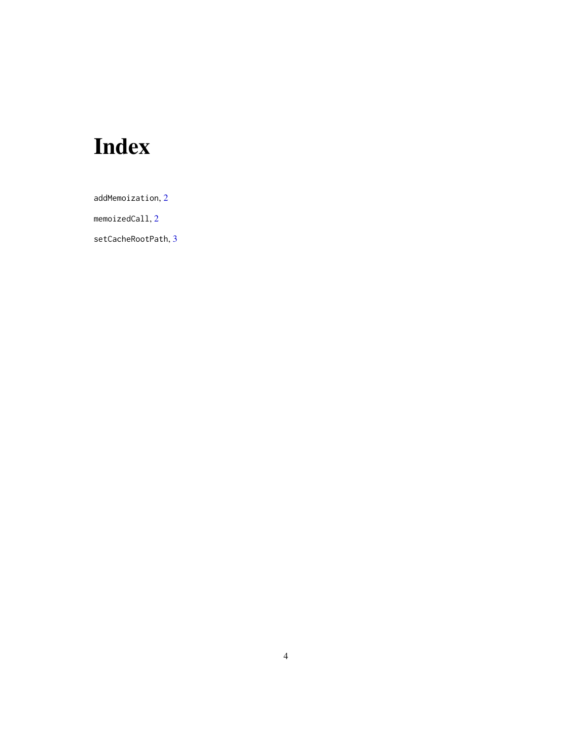# Index

addMemoization, 2

memoizedCall, 2

setCacheRootPath, 3